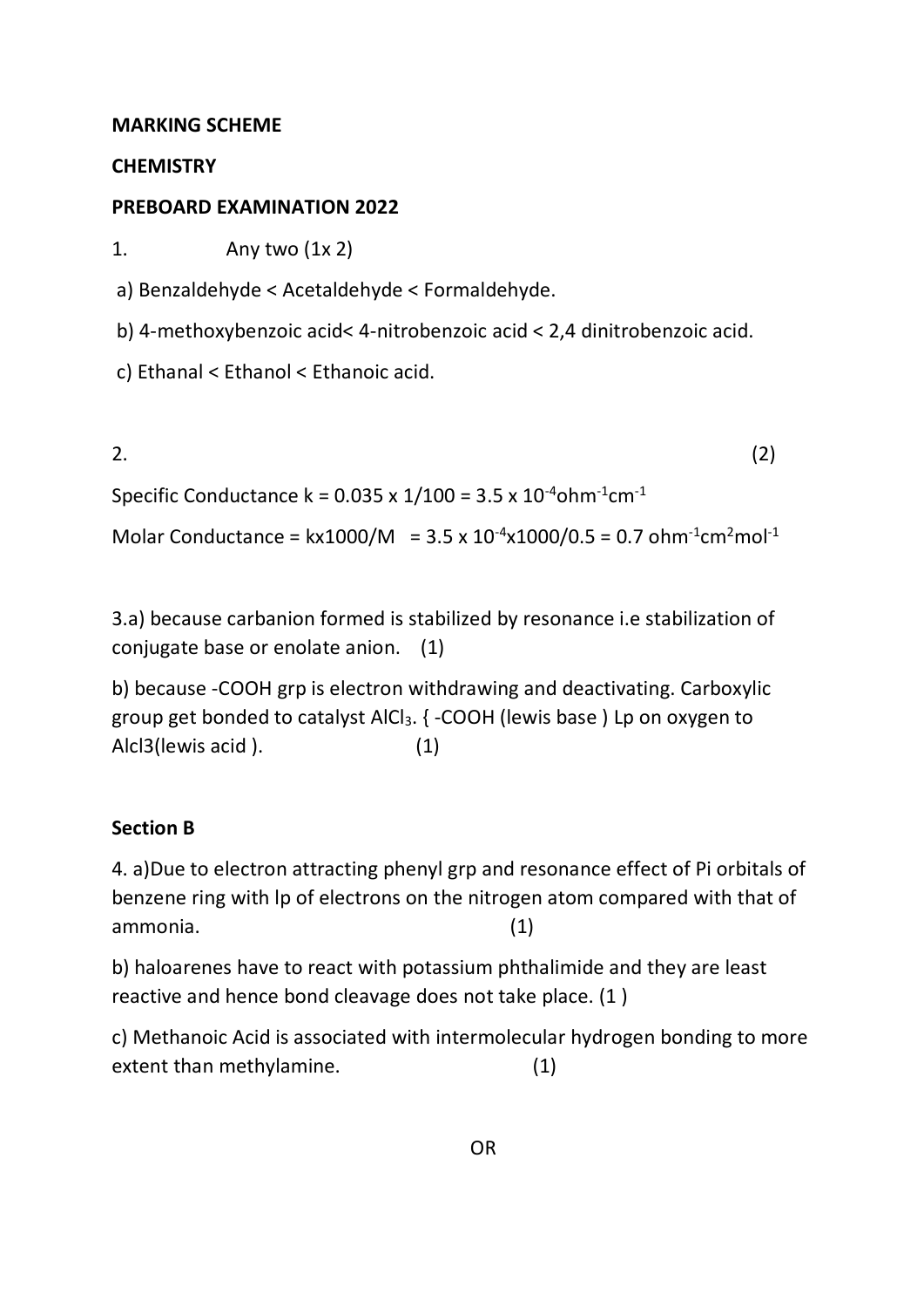**MARKING SCHEME**

**CHEMISTRY**

**PREBOARD EXAMINATION 2022**

1. Any two (1x 2)

a) Benzaldehyde < Acetaldehyde < Formaldehyde.

b) 4-methoxybenzoic acid< 4-nitrobenzoic acid < 2,4 dinitrobenzoic acid.

c) Ethanal < Ethanol < Ethanoic acid.

2. (2)

Specific Conductance k = 0.035 x 1/100 = 3.5 x $10^{-4}$ohm$^{-1}$cm$^{-1}$

Molar Conductance = kx1000/M = 3.5 x $10^{-4}$x1000/0.5 = 0.7 ohm$^{-1}$cm$^{2}$mol$^{-1}$

3.a) because carbanion formed is stabilized by resonance i.e stabilization of conjugate base or enolate anion. (1)

b) because -COOH grp is electron withdrawing and deactivating. Carboxylic group get bonded to catalyst $AlCl_3$. { -COOH (lewis base ) Lp on oxygen to Alcl3(lewis acid ). (1)

**Section B**

4. a)Due to electron attracting phenyl grp and resonance effect of Pi orbitals of benzene ring with lp of electrons on the nitrogen atom compared with that of ammonia. (1)

b) haloarenes have to react with potassium phthalimide and they are least reactive and hence bond cleavage does not take place. (1 )

c) Methanoic Acid is associated with intermolecular hydrogen bonding to more extent than methylamine. (1)

OR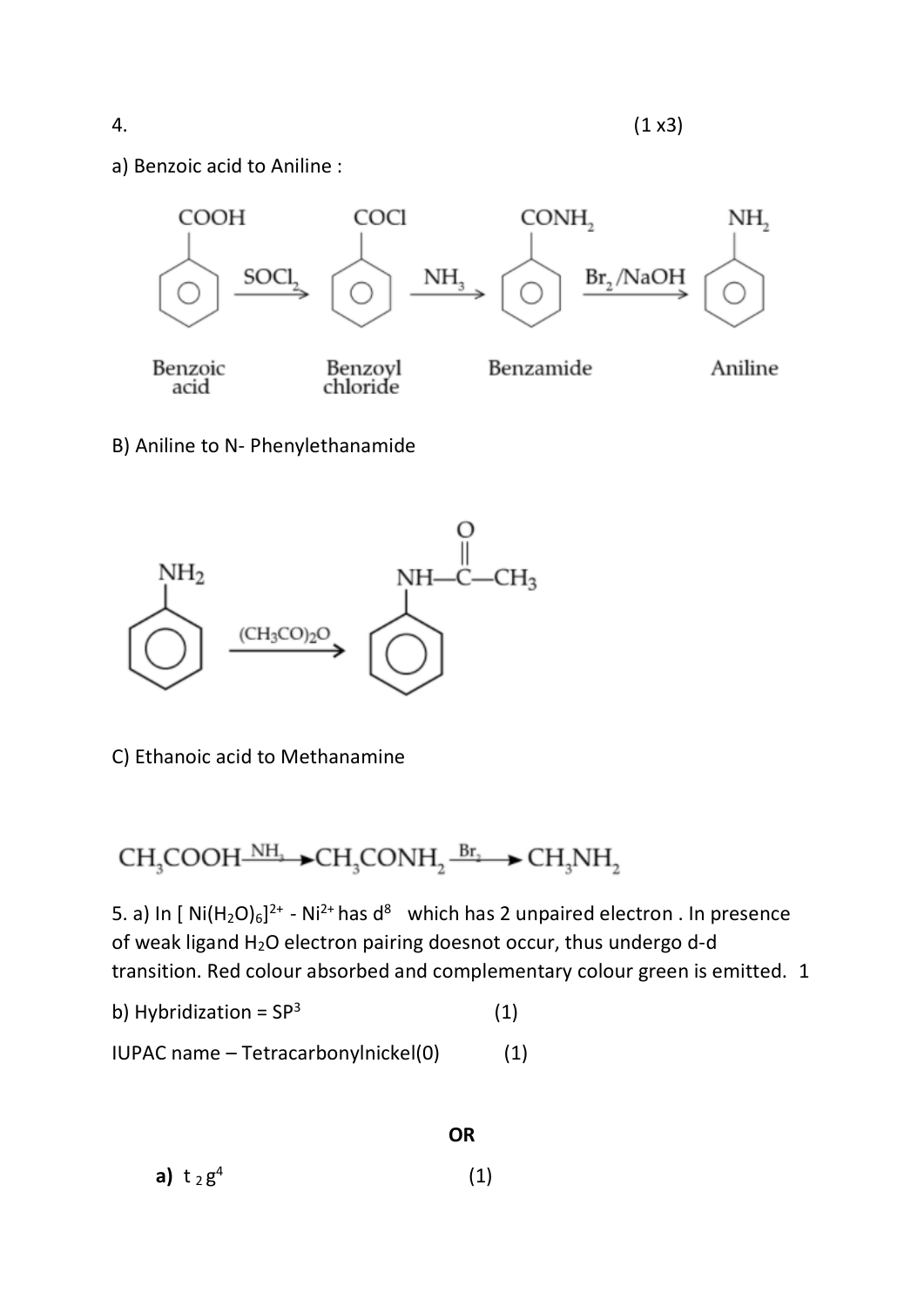4. (1 x3)

a) Benzoic acid to Aniline :

$$C_6H_5COOH \xrightarrow{SOCl_2} C_6H_5COCl \xrightarrow{NH_3} C_6H_5CONH_2 \xrightarrow{Br_2/NaOH} C_6H_5NH_2$$

Benzoic acid → Benzoyl chloride → Benzamide → Aniline

B) Aniline to N- Phenylethanamide

$$C_6H_5NH_2 \xrightarrow{(CH_3CO)_2O} C_6H_5NH{-}CO{-}CH_3$$

C) Ethanoic acid to Methanamine

$$CH_3COOH \xrightarrow{NH_3} CH_3CONH_2 \xrightarrow{Br_2} CH_3NH_2$$

5. a) In $[Ni(H_2O)_6]^{2+}$ - $Ni^{2+}$ has $d^8$ which has 2 unpaired electron . In presence of weak ligand $H_2O$ electron pairing doesnot occur, thus undergo d-d transition. Red colour absorbed and complementary colour green is emitted. 1

b) Hybridization = $SP^3$ (1)

IUPAC name – Tetracarbonylnickel(0) (1)

**OR**

**a)** $t_{2}g^4$ (1)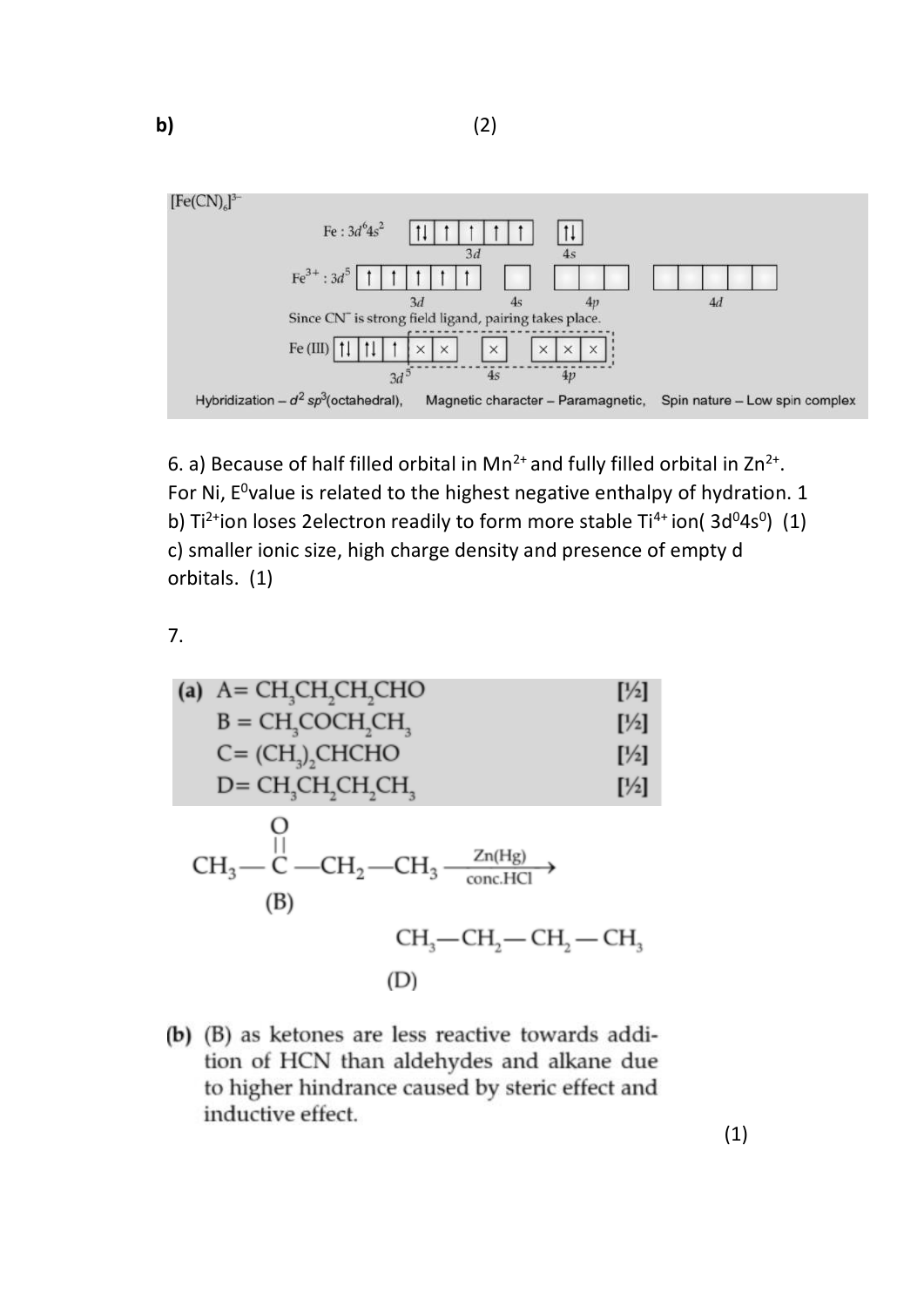**b)** (2)

$[Fe(CN)_6]^{3-}$

Fe : $3d^6 4s^2$ — 3d: ⇅ ↑ ↑ ↑ ↑ ; 4s: ⇅

$Fe^{3+}$ : $3d^5$ — 3d: ↑ ↑ ↑ ↑ ↑ ; 4s: □ ; 4p: □□□ ; 4d: □□□□□

Since $CN^-$ is strong field ligand, pairing takes place.

Fe (III) — 3d: ⇅ ⇅ ↑ × × ; 4s: × ; 4p: × × ×

Hybridization – $d^2sp^3$(octahedral), Magnetic character – Paramagnetic, Spin nature – Low spin complex

6. a) Because of half filled orbital in $Mn^{2+}$ and fully filled orbital in $Zn^{2+}$. For Ni, $E^0$value is related to the highest negative enthalpy of hydration. 1

b) $Ti^{2+}$ion loses 2electron readily to form more stable $Ti^{4+}$ ion( $3d^04s^0$) (1)

c) smaller ionic size, high charge density and presence of empty d orbitals. (1)

7.

**(a)** A= $CH_3CH_2CH_2CHO$ [½]
B = $CH_3COCH_2CH_3$ [½]
C= $(CH_3)_2CHCHO$ [½]
D= $CH_3CH_2CH_2CH_3$ [½]

$$\underset{(B)}{CH_3-\overset{O}{\overset{||}{C}}-CH_2-CH_3} \xrightarrow[\text{conc.HCl}]{Zn(Hg)} \underset{(D)}{CH_3-CH_2-CH_2-CH_3}$$

**(b)** (B) as ketones are less reactive towards addition of HCN than aldehydes and alkane due to higher hindrance caused by steric effect and inductive effect.

(1)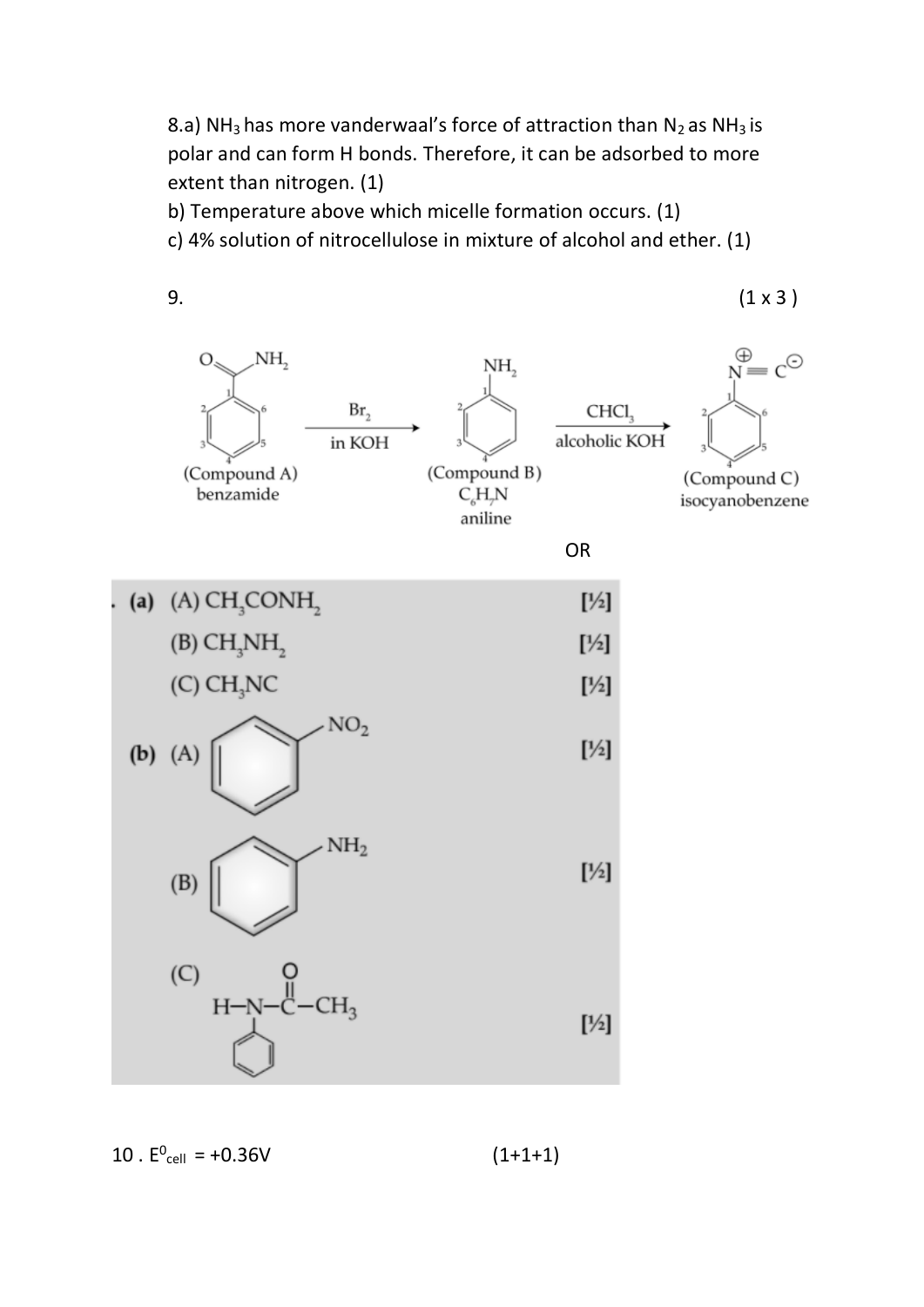8.a) $NH_3$ has more vanderwaal's force of attraction than $N_2$ as $NH_3$ is polar and can form H bonds. Therefore, it can be adsorbed to more extent than nitrogen. (1)

b) Temperature above which micelle formation occurs. (1)

c) 4% solution of nitrocellulose in mixture of alcohol and ether. (1)

9. (1 x 3 )

(Compound A) benzamide $\xrightarrow[\text{in KOH}]{Br_2}$ (Compound B) $C_6H_7N$ aniline $\xrightarrow[\text{alcoholic KOH}]{CHCl_3}$ (Compound C) isocyanobenzene

OR

(a) (A) $CH_3CONH_2$ [½]

(B) $CH_3NH_2$ [½]

(C) $CH_3NC$ [½]

(b) (A) $C_6H_5NO_2$ (nitrobenzene) [½]

(B) $C_6H_5NH_2$ (aniline) [½]

(C) $C_6H_5NHCOCH_3$ (H–N(C$_6$H$_5$)–C(=O)–CH$_3$) [½]

10 . $E^0_{cell}$ = +0.36V (1+1+1)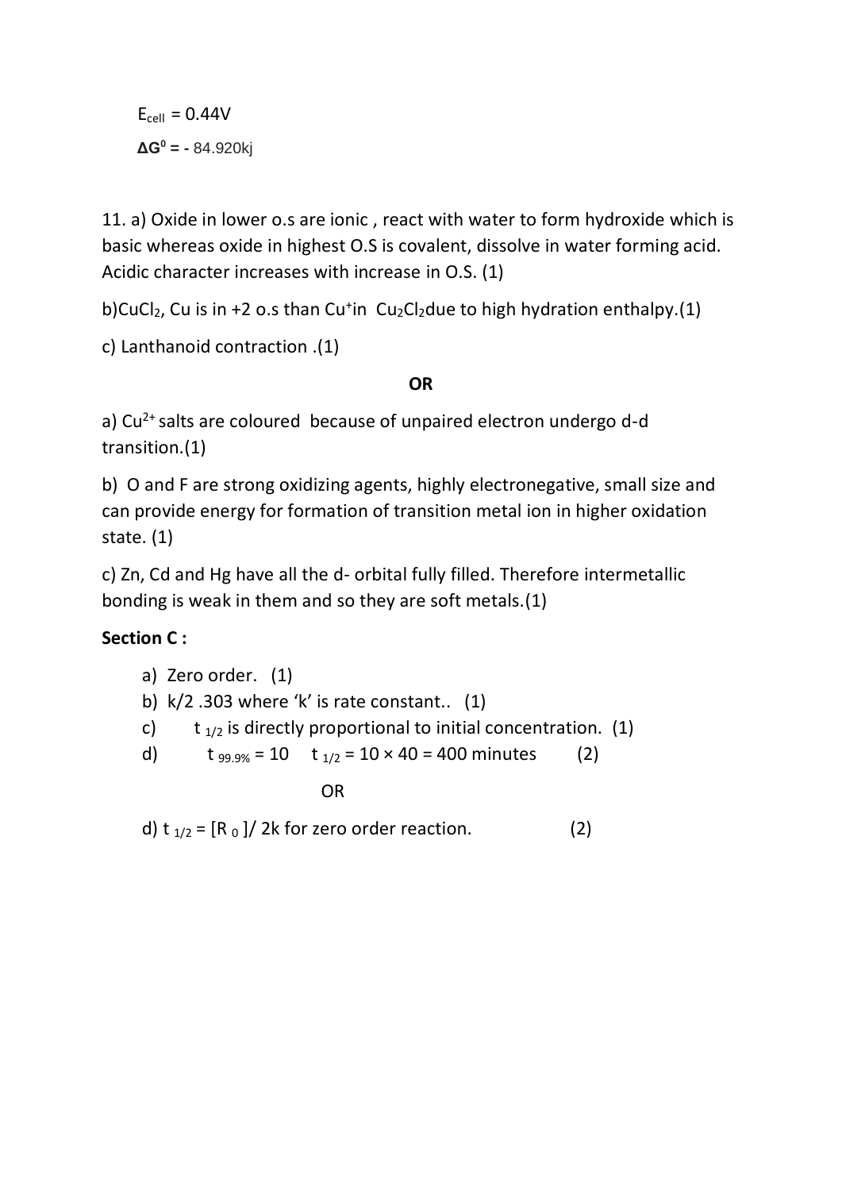$E_{cell}$ = 0.44V

**$\Delta G^0$ = -** 84.920kj

11. a) Oxide in lower o.s are ionic , react with water to form hydroxide which is basic whereas oxide in highest O.S is covalent, dissolve in water forming acid. Acidic character increases with increase in O.S. (1)

b)$CuCl_2$, Cu is in +2 o.s than $Cu^+$in $Cu_2Cl_2$due to high hydration enthalpy.(1)

c) Lanthanoid contraction .(1)

**OR**

a) $Cu^{2+}$ salts are coloured because of unpaired electron undergo d-d transition.(1)

b) O and F are strong oxidizing agents, highly electronegative, small size and can provide energy for formation of transition metal ion in higher oxidation state. (1)

c) Zn, Cd and Hg have all the d- orbital fully filled. Therefore intermetallic bonding is weak in them and so they are soft metals.(1)

**Section C :**

a) Zero order. (1)
b) k/2 .303 where 'k' is rate constant.. (1)
c) $t_{1/2}$ is directly proportional to initial concentration. (1)
d) $t_{99.9\%} = 10 \quad t_{1/2} = 10 \times 40 = 400$ minutes (2)

OR

d) $t_{1/2} = [R_0]/2k$ for zero order reaction. (2)